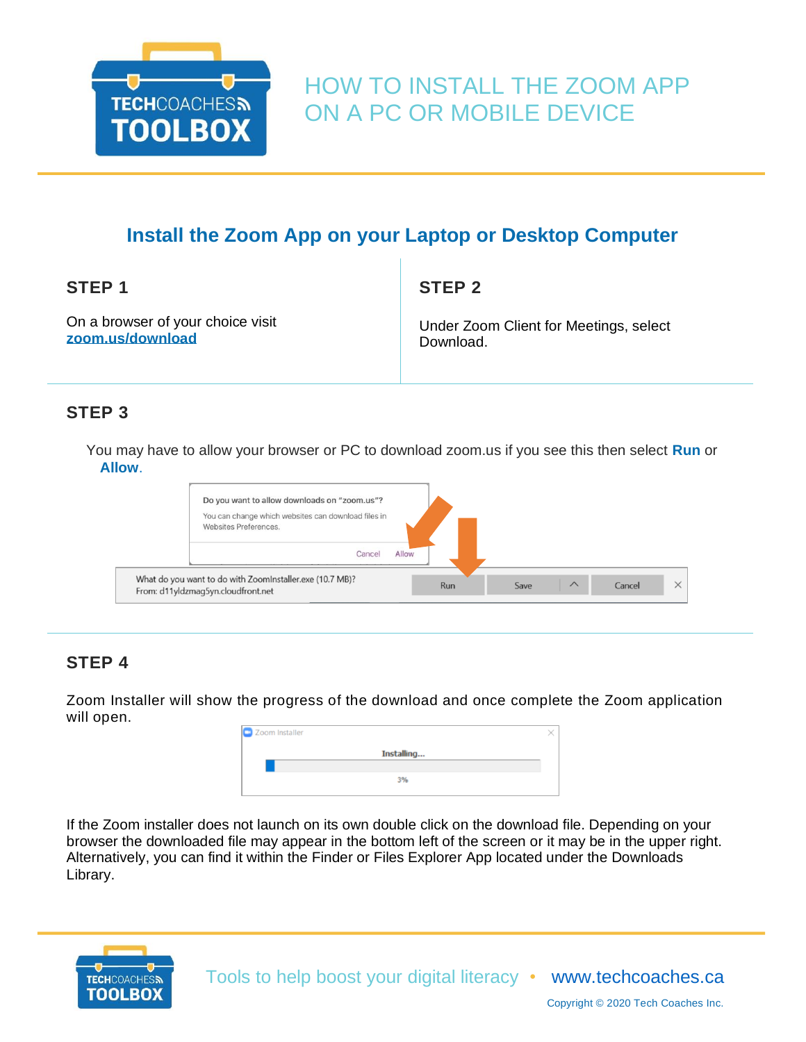# HOW TO INSTALL THE ZOOM APP ON A PC OR MOBILE DEVICE

## Install the Zoom App on your Laptop or Desktop Computer

### STEP 1

On a browser of your choice visit **zoom.us/download**

### STEP 2

Under Zoom Client for Meetings, select Download.

### STEP 3

You may have to allow your browser or PC to download zoom.us if you see this then select **Run** or **Allow**.

### STEP 4

Zoom Installer will show the progress of the download and once complete the Zoom application will open.

If the Zoom installer does not launch on its own double click on the download file. Depending on your browser the downloaded file may appear in the bottom left of the screen or it may be in the upper right. Alternatively, you can find it within the Finder or Files Explorer App located under the Downloads Library.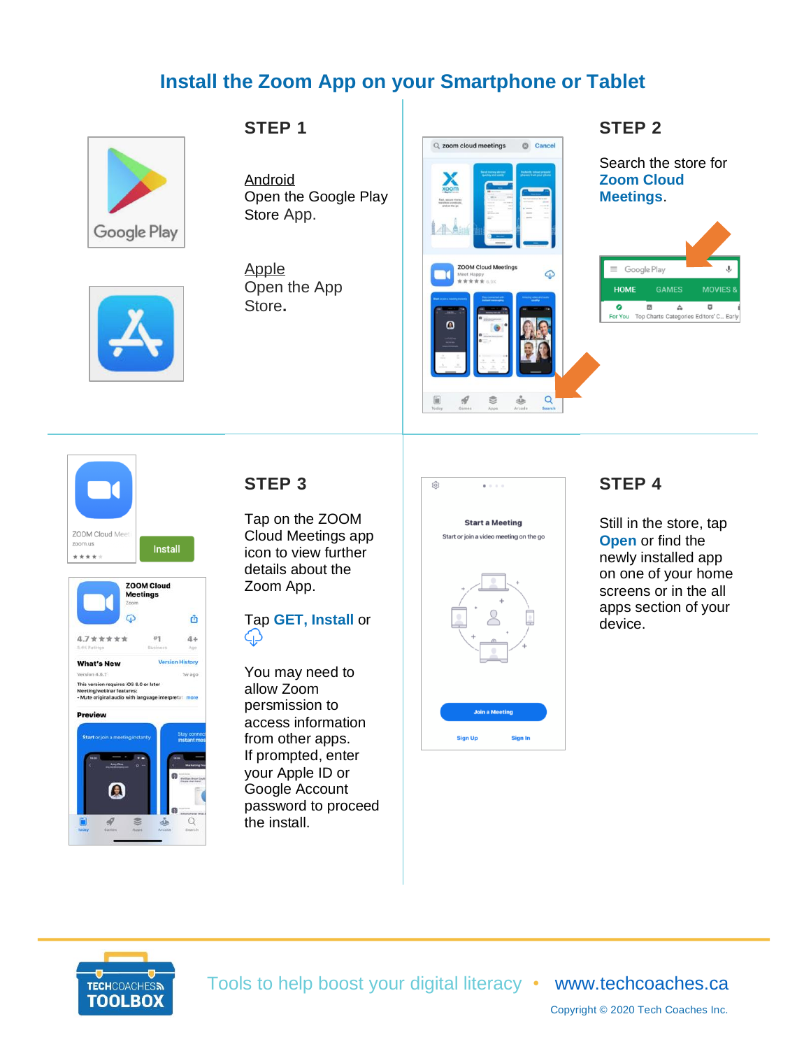# Install the Zoom App on your Smartphone or Tablet

## STEP 1

Android
Open the Google Play Store App.

Apple
Open the App Store.

## STEP 2

Search the store for **Zoom Cloud Meetings**.

## STEP 3

Tap on the ZOOM Cloud Meetings app icon to view further details about the Zoom App.

Tap **GET, Install** or

You may need to allow Zoom persmission to access information from other apps.
If prompted, enter your Apple ID or Google Account password to proceed the install.

## STEP 4

Still in the store, tap **Open** or find the newly installed app on one of your home screens or in the all apps section of your device.

Tools to help boost your digital literacy • www.techcoaches.ca

Copyright © 2020 Tech Coaches Inc.